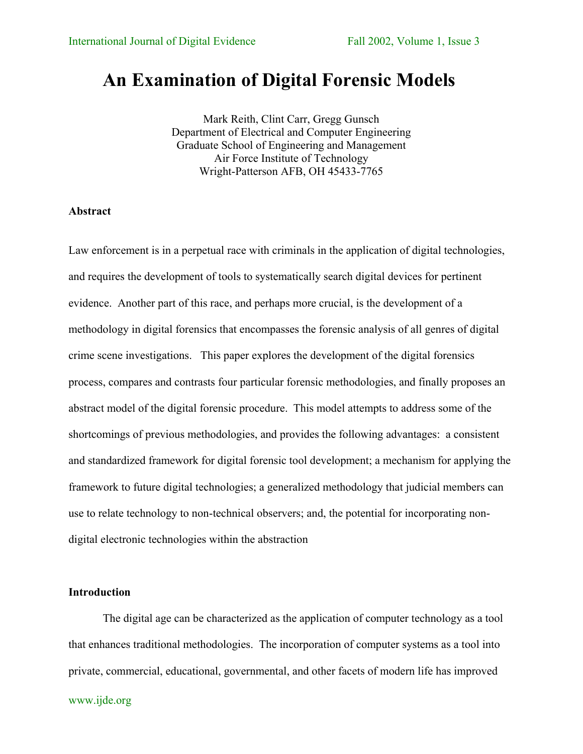# An Examination of Digital Forensic Models

Mark Reith, Clint Carr, Gregg Gunsch
Department of Electrical and Computer Engineering
Graduate School of Engineering and Management
Air Force Institute of Technology
Wright-Patterson AFB, OH 45433-7765

### Abstract

Law enforcement is in a perpetual race with criminals in the application of digital technologies, and requires the development of tools to systematically search digital devices for pertinent evidence. Another part of this race, and perhaps more crucial, is the development of a methodology in digital forensics that encompasses the forensic analysis of all genres of digital crime scene investigations. This paper explores the development of the digital forensics process, compares and contrasts four particular forensic methodologies, and finally proposes an abstract model of the digital forensic procedure. This model attempts to address some of the shortcomings of previous methodologies, and provides the following advantages: a consistent and standardized framework for digital forensic tool development; a mechanism for applying the framework to future digital technologies; a generalized methodology that judicial members can use to relate technology to non-technical observers; and, the potential for incorporating non-digital electronic technologies within the abstraction

### Introduction

The digital age can be characterized as the application of computer technology as a tool that enhances traditional methodologies. The incorporation of computer systems as a tool into private, commercial, educational, governmental, and other facets of modern life has improved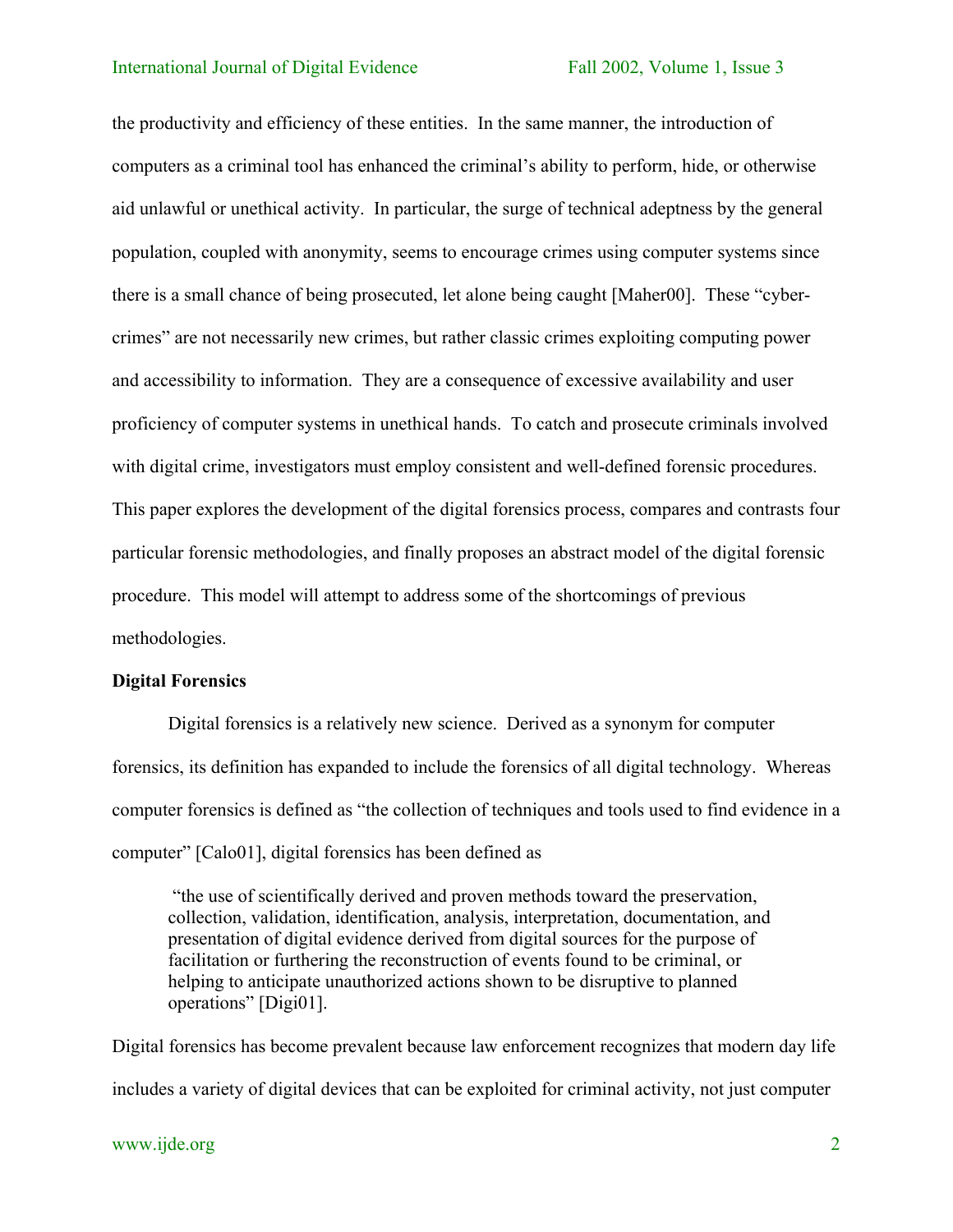the productivity and efficiency of these entities. In the same manner, the introduction of computers as a criminal tool has enhanced the criminal's ability to perform, hide, or otherwise aid unlawful or unethical activity. In particular, the surge of technical adeptness by the general population, coupled with anonymity, seems to encourage crimes using computer systems since there is a small chance of being prosecuted, let alone being caught [Maher00]. These "cyber-crimes" are not necessarily new crimes, but rather classic crimes exploiting computing power and accessibility to information. They are a consequence of excessive availability and user proficiency of computer systems in unethical hands. To catch and prosecute criminals involved with digital crime, investigators must employ consistent and well-defined forensic procedures. This paper explores the development of the digital forensics process, compares and contrasts four particular forensic methodologies, and finally proposes an abstract model of the digital forensic procedure. This model will attempt to address some of the shortcomings of previous methodologies.

**Digital Forensics**

Digital forensics is a relatively new science. Derived as a synonym for computer forensics, its definition has expanded to include the forensics of all digital technology. Whereas computer forensics is defined as "the collection of techniques and tools used to find evidence in a computer" [Calo01], digital forensics has been defined as

> "the use of scientifically derived and proven methods toward the preservation, collection, validation, identification, analysis, interpretation, documentation, and presentation of digital evidence derived from digital sources for the purpose of facilitation or furthering the reconstruction of events found to be criminal, or helping to anticipate unauthorized actions shown to be disruptive to planned operations" [Digi01].

Digital forensics has become prevalent because law enforcement recognizes that modern day life includes a variety of digital devices that can be exploited for criminal activity, not just computer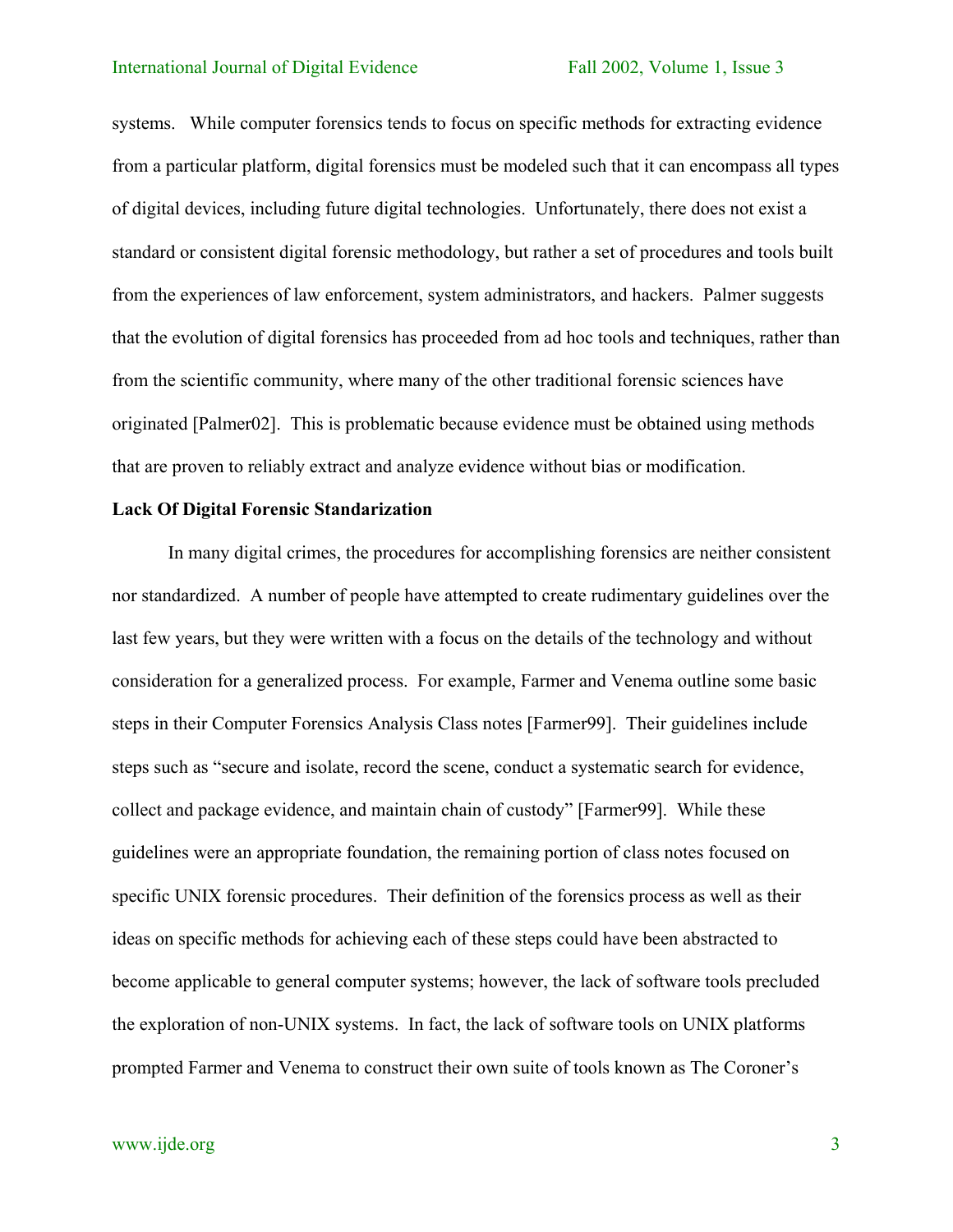systems. While computer forensics tends to focus on specific methods for extracting evidence from a particular platform, digital forensics must be modeled such that it can encompass all types of digital devices, including future digital technologies. Unfortunately, there does not exist a standard or consistent digital forensic methodology, but rather a set of procedures and tools built from the experiences of law enforcement, system administrators, and hackers. Palmer suggests that the evolution of digital forensics has proceeded from ad hoc tools and techniques, rather than from the scientific community, where many of the other traditional forensic sciences have originated [Palmer02]. This is problematic because evidence must be obtained using methods that are proven to reliably extract and analyze evidence without bias or modification.

**Lack Of Digital Forensic Standarization**

In many digital crimes, the procedures for accomplishing forensics are neither consistent nor standardized. A number of people have attempted to create rudimentary guidelines over the last few years, but they were written with a focus on the details of the technology and without consideration for a generalized process. For example, Farmer and Venema outline some basic steps in their Computer Forensics Analysis Class notes [Farmer99]. Their guidelines include steps such as "secure and isolate, record the scene, conduct a systematic search for evidence, collect and package evidence, and maintain chain of custody" [Farmer99]. While these guidelines were an appropriate foundation, the remaining portion of class notes focused on specific UNIX forensic procedures. Their definition of the forensics process as well as their ideas on specific methods for achieving each of these steps could have been abstracted to become applicable to general computer systems; however, the lack of software tools precluded the exploration of non-UNIX systems. In fact, the lack of software tools on UNIX platforms prompted Farmer and Venema to construct their own suite of tools known as The Coroner's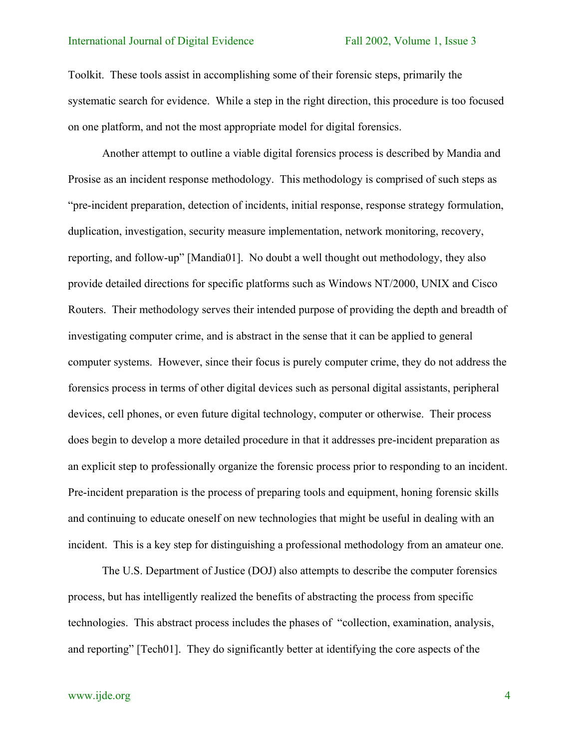Toolkit. These tools assist in accomplishing some of their forensic steps, primarily the systematic search for evidence. While a step in the right direction, this procedure is too focused on one platform, and not the most appropriate model for digital forensics.

Another attempt to outline a viable digital forensics process is described by Mandia and Prosise as an incident response methodology. This methodology is comprised of such steps as "pre-incident preparation, detection of incidents, initial response, response strategy formulation, duplication, investigation, security measure implementation, network monitoring, recovery, reporting, and follow-up" [Mandia01]. No doubt a well thought out methodology, they also provide detailed directions for specific platforms such as Windows NT/2000, UNIX and Cisco Routers. Their methodology serves their intended purpose of providing the depth and breadth of investigating computer crime, and is abstract in the sense that it can be applied to general computer systems. However, since their focus is purely computer crime, they do not address the forensics process in terms of other digital devices such as personal digital assistants, peripheral devices, cell phones, or even future digital technology, computer or otherwise. Their process does begin to develop a more detailed procedure in that it addresses pre-incident preparation as an explicit step to professionally organize the forensic process prior to responding to an incident. Pre-incident preparation is the process of preparing tools and equipment, honing forensic skills and continuing to educate oneself on new technologies that might be useful in dealing with an incident. This is a key step for distinguishing a professional methodology from an amateur one.

The U.S. Department of Justice (DOJ) also attempts to describe the computer forensics process, but has intelligently realized the benefits of abstracting the process from specific technologies. This abstract process includes the phases of "collection, examination, analysis, and reporting" [Tech01]. They do significantly better at identifying the core aspects of the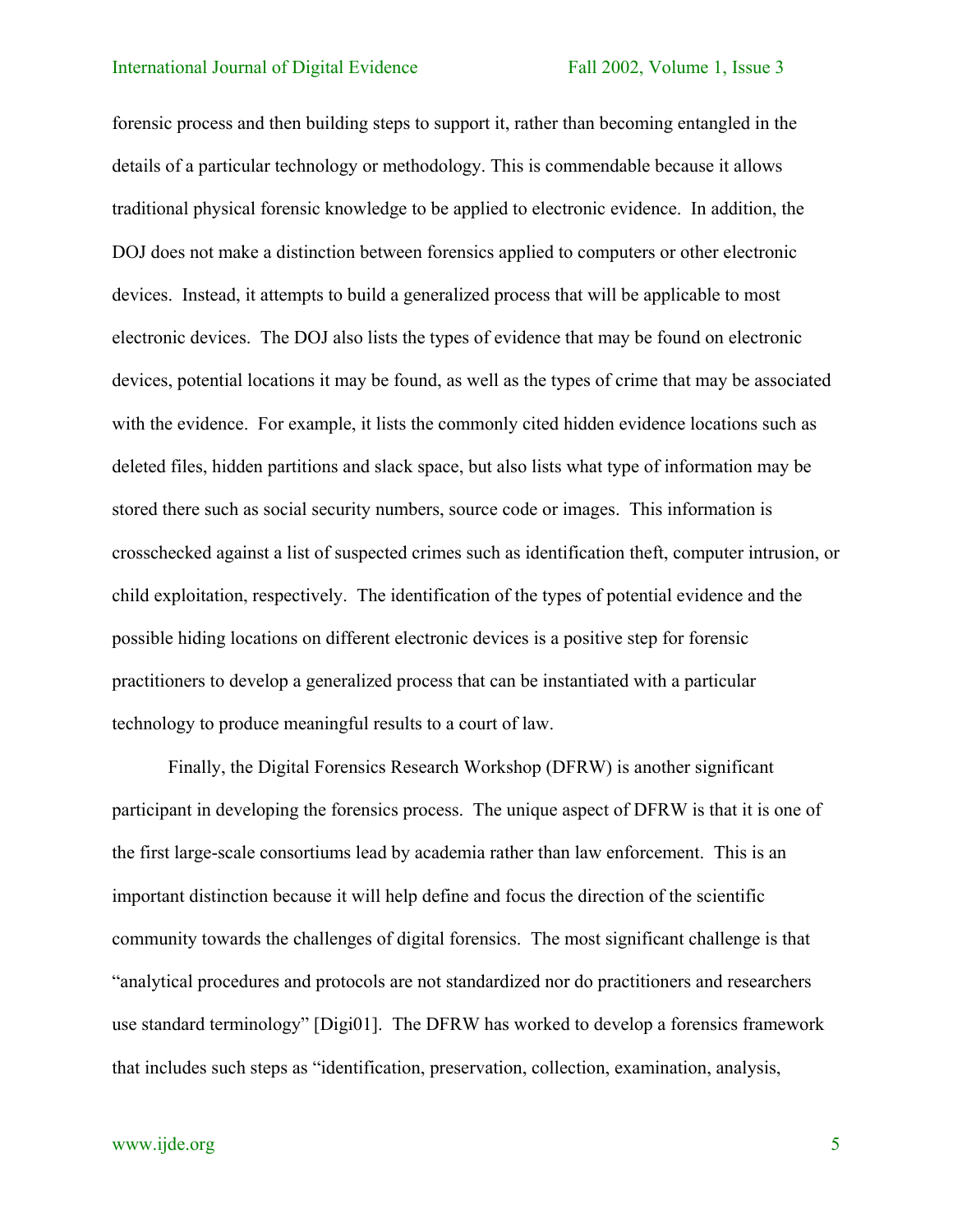forensic process and then building steps to support it, rather than becoming entangled in the details of a particular technology or methodology. This is commendable because it allows traditional physical forensic knowledge to be applied to electronic evidence. In addition, the DOJ does not make a distinction between forensics applied to computers or other electronic devices. Instead, it attempts to build a generalized process that will be applicable to most electronic devices. The DOJ also lists the types of evidence that may be found on electronic devices, potential locations it may be found, as well as the types of crime that may be associated with the evidence. For example, it lists the commonly cited hidden evidence locations such as deleted files, hidden partitions and slack space, but also lists what type of information may be stored there such as social security numbers, source code or images. This information is crosschecked against a list of suspected crimes such as identification theft, computer intrusion, or child exploitation, respectively. The identification of the types of potential evidence and the possible hiding locations on different electronic devices is a positive step for forensic practitioners to develop a generalized process that can be instantiated with a particular technology to produce meaningful results to a court of law.

Finally, the Digital Forensics Research Workshop (DFRW) is another significant participant in developing the forensics process. The unique aspect of DFRW is that it is one of the first large-scale consortiums lead by academia rather than law enforcement. This is an important distinction because it will help define and focus the direction of the scientific community towards the challenges of digital forensics. The most significant challenge is that "analytical procedures and protocols are not standardized nor do practitioners and researchers use standard terminology" [Digi01]. The DFRW has worked to develop a forensics framework that includes such steps as "identification, preservation, collection, examination, analysis,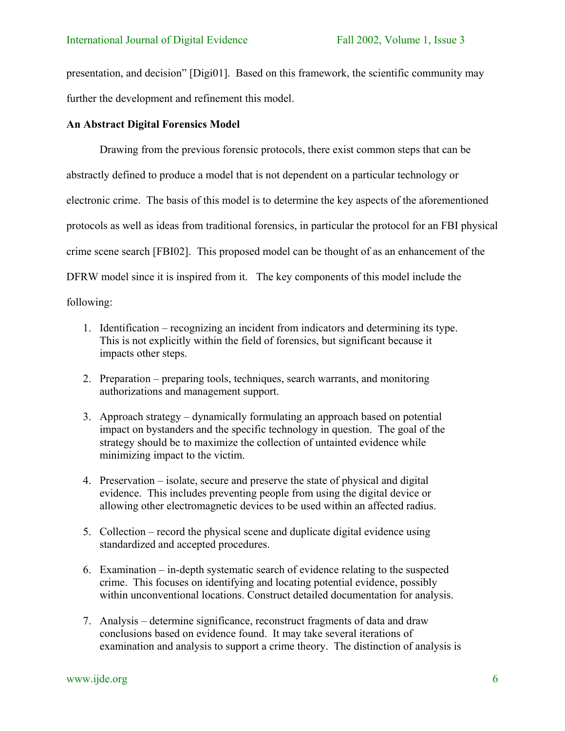presentation, and decision" [Digi01]. Based on this framework, the scientific community may further the development and refinement this model.

**An Abstract Digital Forensics Model**

Drawing from the previous forensic protocols, there exist common steps that can be abstractly defined to produce a model that is not dependent on a particular technology or electronic crime. The basis of this model is to determine the key aspects of the aforementioned protocols as well as ideas from traditional forensics, in particular the protocol for an FBI physical crime scene search [FBI02]. This proposed model can be thought of as an enhancement of the DFRW model since it is inspired from it. The key components of this model include the following:

1. Identification – recognizing an incident from indicators and determining its type. This is not explicitly within the field of forensics, but significant because it impacts other steps.

2. Preparation – preparing tools, techniques, search warrants, and monitoring authorizations and management support.

3. Approach strategy – dynamically formulating an approach based on potential impact on bystanders and the specific technology in question. The goal of the strategy should be to maximize the collection of untainted evidence while minimizing impact to the victim.

4. Preservation – isolate, secure and preserve the state of physical and digital evidence. This includes preventing people from using the digital device or allowing other electromagnetic devices to be used within an affected radius.

5. Collection – record the physical scene and duplicate digital evidence using standardized and accepted procedures.

6. Examination – in-depth systematic search of evidence relating to the suspected crime. This focuses on identifying and locating potential evidence, possibly within unconventional locations. Construct detailed documentation for analysis.

7. Analysis – determine significance, reconstruct fragments of data and draw conclusions based on evidence found. It may take several iterations of examination and analysis to support a crime theory. The distinction of analysis is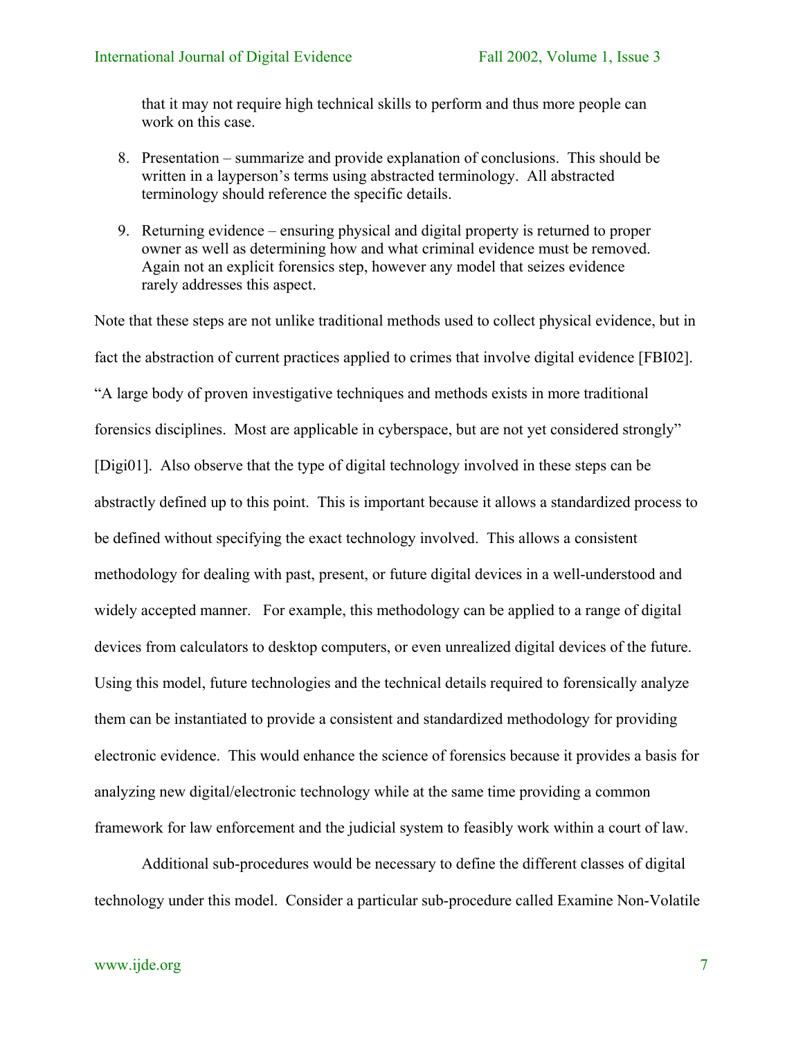that it may not require high technical skills to perform and thus more people can work on this case.

8. Presentation – summarize and provide explanation of conclusions. This should be written in a layperson's terms using abstracted terminology. All abstracted terminology should reference the specific details.

9. Returning evidence – ensuring physical and digital property is returned to proper owner as well as determining how and what criminal evidence must be removed. Again not an explicit forensics step, however any model that seizes evidence rarely addresses this aspect.

Note that these steps are not unlike traditional methods used to collect physical evidence, but in fact the abstraction of current practices applied to crimes that involve digital evidence [FBI02]. "A large body of proven investigative techniques and methods exists in more traditional forensics disciplines. Most are applicable in cyberspace, but are not yet considered strongly" [Digi01]. Also observe that the type of digital technology involved in these steps can be abstractly defined up to this point. This is important because it allows a standardized process to be defined without specifying the exact technology involved. This allows a consistent methodology for dealing with past, present, or future digital devices in a well-understood and widely accepted manner. For example, this methodology can be applied to a range of digital devices from calculators to desktop computers, or even unrealized digital devices of the future. Using this model, future technologies and the technical details required to forensically analyze them can be instantiated to provide a consistent and standardized methodology for providing electronic evidence. This would enhance the science of forensics because it provides a basis for analyzing new digital/electronic technology while at the same time providing a common framework for law enforcement and the judicial system to feasibly work within a court of law.

Additional sub-procedures would be necessary to define the different classes of digital technology under this model. Consider a particular sub-procedure called Examine Non-Volatile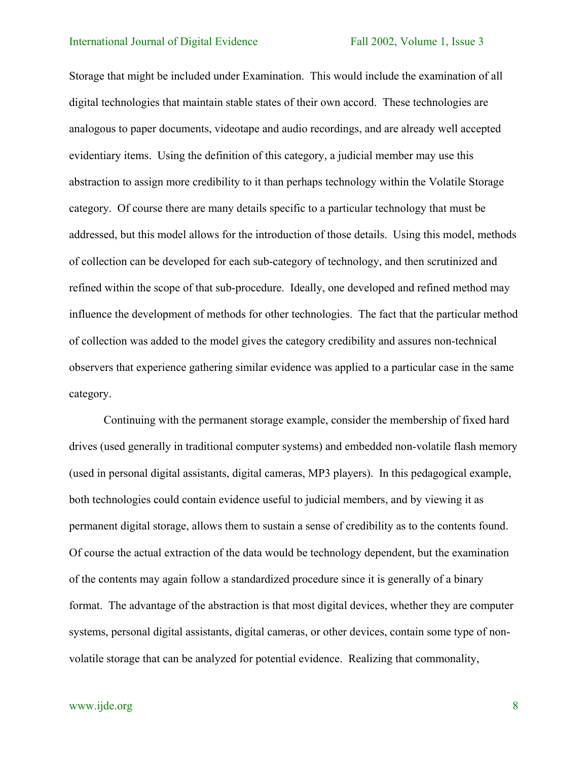Storage that might be included under Examination. This would include the examination of all digital technologies that maintain stable states of their own accord. These technologies are analogous to paper documents, videotape and audio recordings, and are already well accepted evidentiary items. Using the definition of this category, a judicial member may use this abstraction to assign more credibility to it than perhaps technology within the Volatile Storage category. Of course there are many details specific to a particular technology that must be addressed, but this model allows for the introduction of those details. Using this model, methods of collection can be developed for each sub-category of technology, and then scrutinized and refined within the scope of that sub-procedure. Ideally, one developed and refined method may influence the development of methods for other technologies. The fact that the particular method of collection was added to the model gives the category credibility and assures non-technical observers that experience gathering similar evidence was applied to a particular case in the same category.

Continuing with the permanent storage example, consider the membership of fixed hard drives (used generally in traditional computer systems) and embedded non-volatile flash memory (used in personal digital assistants, digital cameras, MP3 players). In this pedagogical example, both technologies could contain evidence useful to judicial members, and by viewing it as permanent digital storage, allows them to sustain a sense of credibility as to the contents found. Of course the actual extraction of the data would be technology dependent, but the examination of the contents may again follow a standardized procedure since it is generally of a binary format. The advantage of the abstraction is that most digital devices, whether they are computer systems, personal digital assistants, digital cameras, or other devices, contain some type of non-volatile storage that can be analyzed for potential evidence. Realizing that commonality,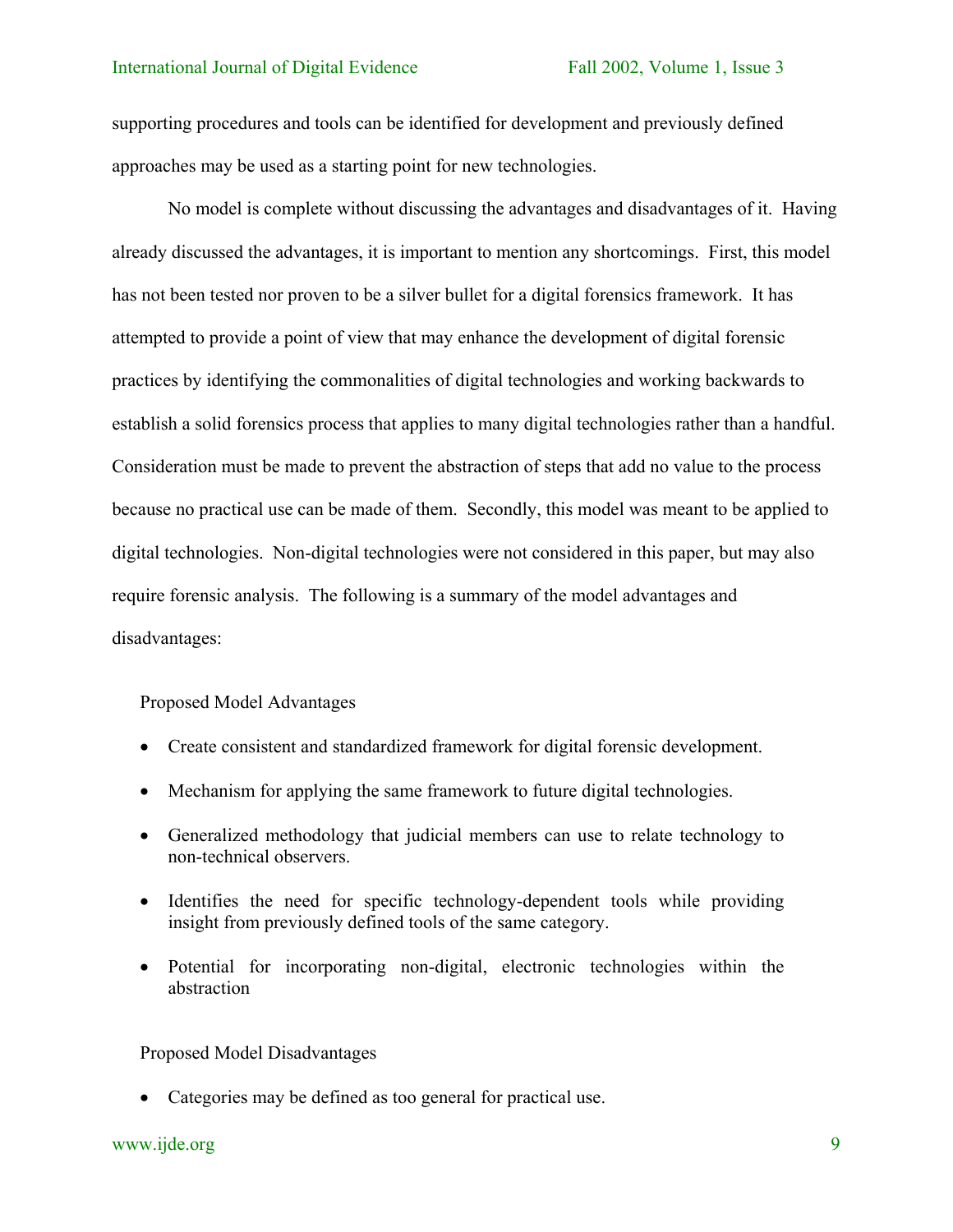supporting procedures and tools can be identified for development and previously defined approaches may be used as a starting point for new technologies.

No model is complete without discussing the advantages and disadvantages of it. Having already discussed the advantages, it is important to mention any shortcomings. First, this model has not been tested nor proven to be a silver bullet for a digital forensics framework. It has attempted to provide a point of view that may enhance the development of digital forensic practices by identifying the commonalities of digital technologies and working backwards to establish a solid forensics process that applies to many digital technologies rather than a handful. Consideration must be made to prevent the abstraction of steps that add no value to the process because no practical use can be made of them. Secondly, this model was meant to be applied to digital technologies. Non-digital technologies were not considered in this paper, but may also require forensic analysis. The following is a summary of the model advantages and disadvantages:

Proposed Model Advantages

- Create consistent and standardized framework for digital forensic development.
- Mechanism for applying the same framework to future digital technologies.
- Generalized methodology that judicial members can use to relate technology to non-technical observers.
- Identifies the need for specific technology-dependent tools while providing insight from previously defined tools of the same category.
- Potential for incorporating non-digital, electronic technologies within the abstraction

Proposed Model Disadvantages

- Categories may be defined as too general for practical use.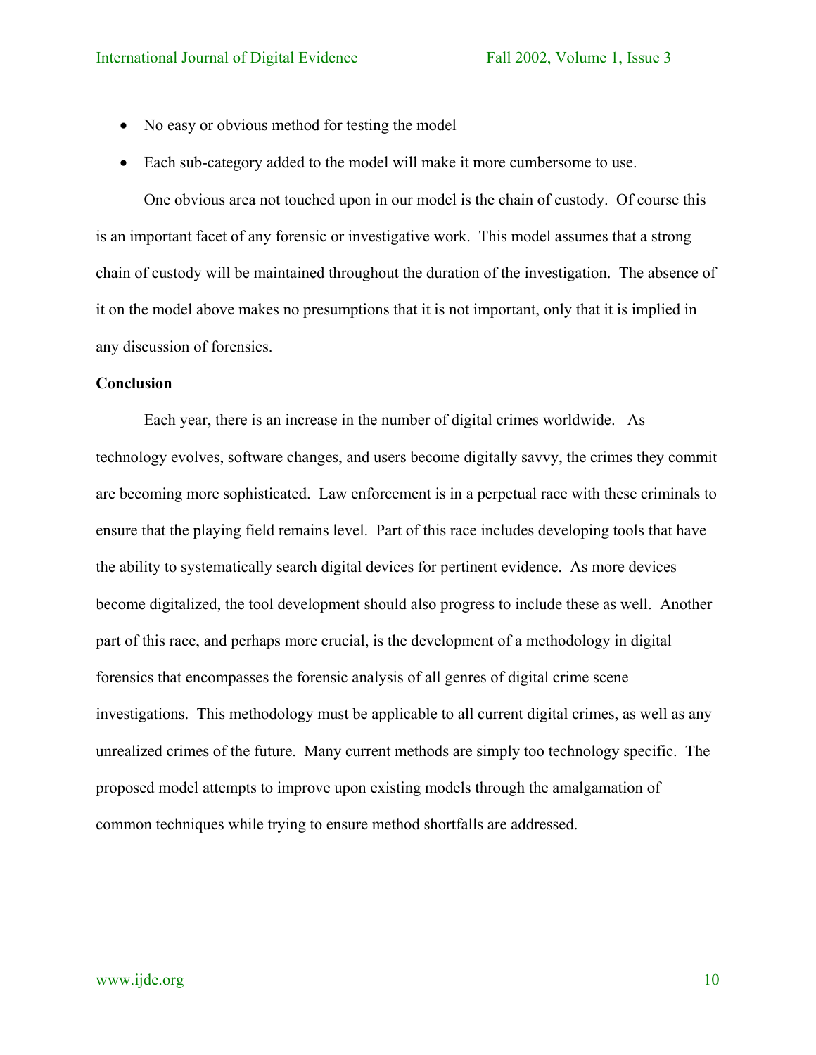- No easy or obvious method for testing the model
- Each sub-category added to the model will make it more cumbersome to use.

One obvious area not touched upon in our model is the chain of custody. Of course this is an important facet of any forensic or investigative work. This model assumes that a strong chain of custody will be maintained throughout the duration of the investigation. The absence of it on the model above makes no presumptions that it is not important, only that it is implied in any discussion of forensics.

**Conclusion**

Each year, there is an increase in the number of digital crimes worldwide. As technology evolves, software changes, and users become digitally savvy, the crimes they commit are becoming more sophisticated. Law enforcement is in a perpetual race with these criminals to ensure that the playing field remains level. Part of this race includes developing tools that have the ability to systematically search digital devices for pertinent evidence. As more devices become digitalized, the tool development should also progress to include these as well. Another part of this race, and perhaps more crucial, is the development of a methodology in digital forensics that encompasses the forensic analysis of all genres of digital crime scene investigations. This methodology must be applicable to all current digital crimes, as well as any unrealized crimes of the future. Many current methods are simply too technology specific. The proposed model attempts to improve upon existing models through the amalgamation of common techniques while trying to ensure method shortfalls are addressed.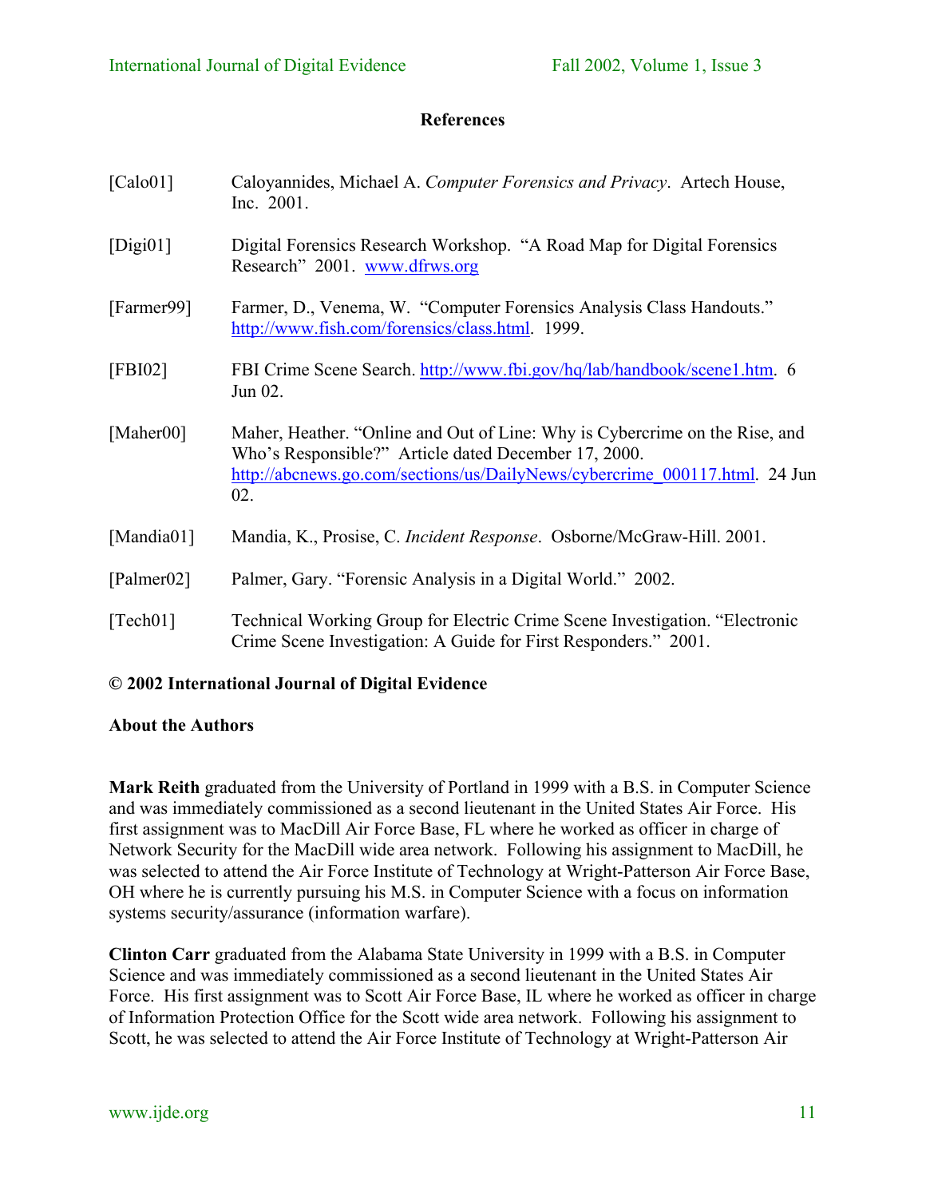## References

[Calo01] Caloyannides, Michael A. *Computer Forensics and Privacy*. Artech House, Inc. 2001.

[Digi01] Digital Forensics Research Workshop. "A Road Map for Digital Forensics Research" 2001. www.dfrws.org

[Farmer99] Farmer, D., Venema, W. "Computer Forensics Analysis Class Handouts." http://www.fish.com/forensics/class.html. 1999.

[FBI02] FBI Crime Scene Search. http://www.fbi.gov/hq/lab/handbook/scene1.htm. 6 Jun 02.

[Maher00] Maher, Heather. "Online and Out of Line: Why is Cybercrime on the Rise, and Who's Responsible?" Article dated December 17, 2000. http://abcnews.go.com/sections/us/DailyNews/cybercrime_000117.html. 24 Jun 02.

[Mandia01] Mandia, K., Prosise, C. *Incident Response*. Osborne/McGraw-Hill. 2001.

[Palmer02] Palmer, Gary. "Forensic Analysis in a Digital World." 2002.

[Tech01] Technical Working Group for Electric Crime Scene Investigation. "Electronic Crime Scene Investigation: A Guide for First Responders." 2001.

**© 2002 International Journal of Digital Evidence**

**About the Authors**

**Mark Reith** graduated from the University of Portland in 1999 with a B.S. in Computer Science and was immediately commissioned as a second lieutenant in the United States Air Force. His first assignment was to MacDill Air Force Base, FL where he worked as officer in charge of Network Security for the MacDill wide area network. Following his assignment to MacDill, he was selected to attend the Air Force Institute of Technology at Wright-Patterson Air Force Base, OH where he is currently pursuing his M.S. in Computer Science with a focus on information systems security/assurance (information warfare).

**Clinton Carr** graduated from the Alabama State University in 1999 with a B.S. in Computer Science and was immediately commissioned as a second lieutenant in the United States Air Force. His first assignment was to Scott Air Force Base, IL where he worked as officer in charge of Information Protection Office for the Scott wide area network. Following his assignment to Scott, he was selected to attend the Air Force Institute of Technology at Wright-Patterson Air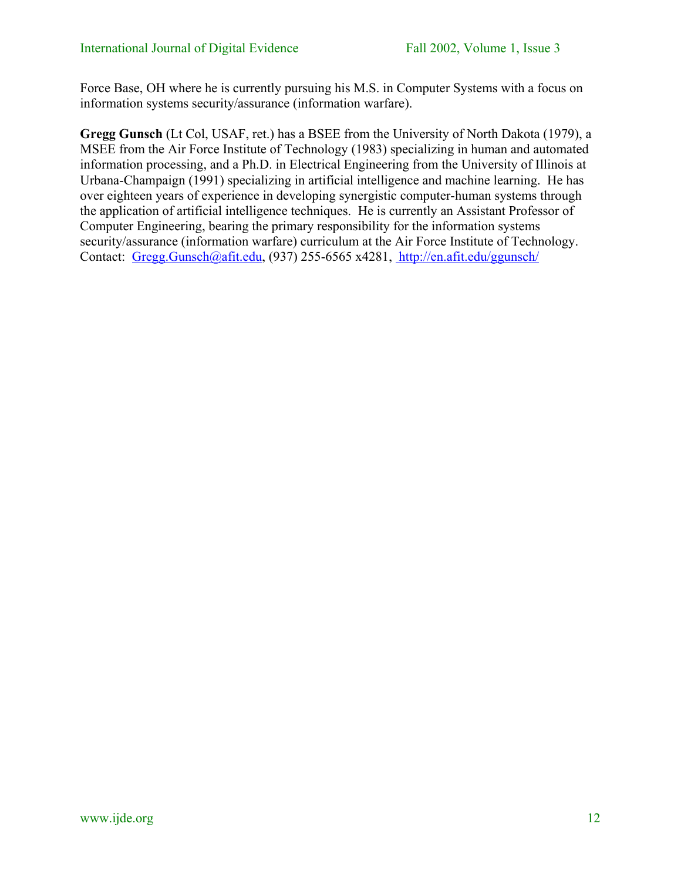Force Base, OH where he is currently pursuing his M.S. in Computer Systems with a focus on information systems security/assurance (information warfare).

**Gregg Gunsch** (Lt Col, USAF, ret.) has a BSEE from the University of North Dakota (1979), a MSEE from the Air Force Institute of Technology (1983) specializing in human and automated information processing, and a Ph.D. in Electrical Engineering from the University of Illinois at Urbana-Champaign (1991) specializing in artificial intelligence and machine learning. He has over eighteen years of experience in developing synergistic computer-human systems through the application of artificial intelligence techniques. He is currently an Assistant Professor of Computer Engineering, bearing the primary responsibility for the information systems security/assurance (information warfare) curriculum at the Air Force Institute of Technology. Contact: Gregg.Gunsch@afit.edu, (937) 255-6565 x4281, http://en.afit.edu/ggunsch/